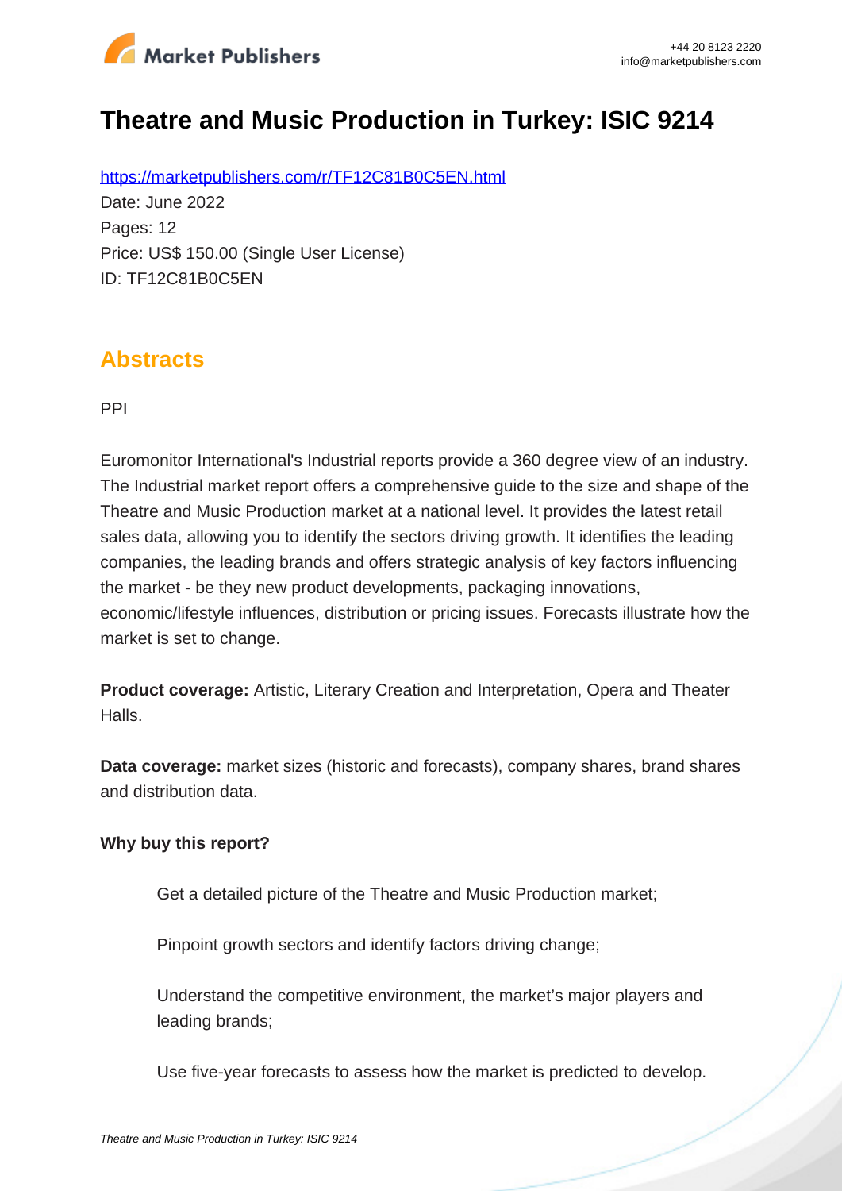# Theatre and Music Production in Turkey: ISIC 9214

https://marketpublishers.com/r/TF12C81B0C5EN.html

Date: June 2022

Pages: 12

Price: US$ 150.00 (Single User License)

ID: TF12C81B0C5EN

## Abstracts

PPI

Euromonitor International's Industrial reports provide a 360 degree view of an industry. The Industrial market report offers a comprehensive guide to the size and shape of the Theatre and Music Production market at a national level. It provides the latest retail sales data, allowing you to identify the sectors driving growth. It identifies the leading companies, the leading brands and offers strategic analysis of key factors influencing the market - be they new product developments, packaging innovations, economic/lifestyle influences, distribution or pricing issues. Forecasts illustrate how the market is set to change.

**Product coverage:** Artistic, Literary Creation and Interpretation, Opera and Theater Halls.

**Data coverage:** market sizes (historic and forecasts), company shares, brand shares and distribution data.

**Why buy this report?**

- Get a detailed picture of the Theatre and Music Production market;
- Pinpoint growth sectors and identify factors driving change;
- Understand the competitive environment, the market's major players and leading brands;
- Use five-year forecasts to assess how the market is predicted to develop.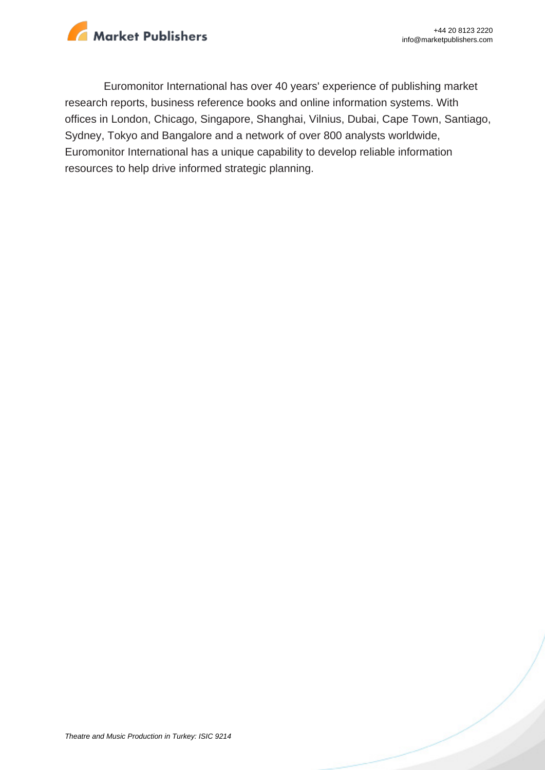Euromonitor International has over 40 years' experience of publishing market research reports, business reference books and online information systems. With offices in London, Chicago, Singapore, Shanghai, Vilnius, Dubai, Cape Town, Santiago, Sydney, Tokyo and Bangalore and a network of over 800 analysts worldwide, Euromonitor International has a unique capability to develop reliable information resources to help drive informed strategic planning.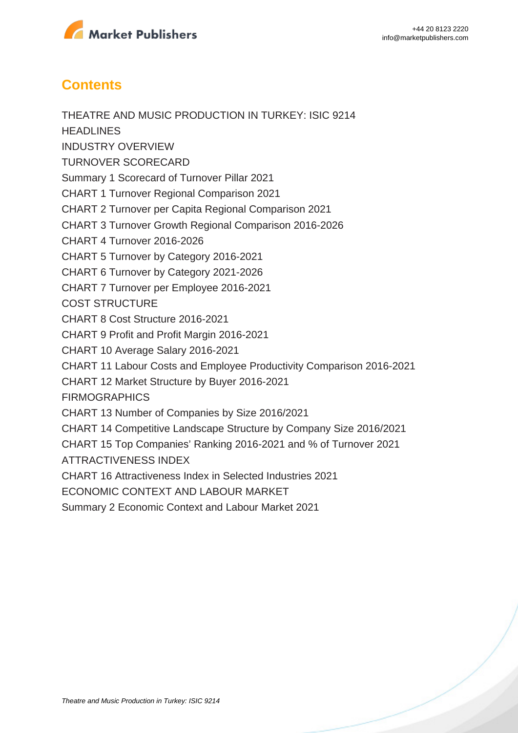## Contents

THEATRE AND MUSIC PRODUCTION IN TURKEY: ISIC 9214

HEADLINES

INDUSTRY OVERVIEW

TURNOVER SCORECARD

Summary 1 Scorecard of Turnover Pillar 2021

CHART 1 Turnover Regional Comparison 2021

CHART 2 Turnover per Capita Regional Comparison 2021

CHART 3 Turnover Growth Regional Comparison 2016-2026

CHART 4 Turnover 2016-2026

CHART 5 Turnover by Category 2016-2021

CHART 6 Turnover by Category 2021-2026

CHART 7 Turnover per Employee 2016-2021

COST STRUCTURE

CHART 8 Cost Structure 2016-2021

CHART 9 Profit and Profit Margin 2016-2021

CHART 10 Average Salary 2016-2021

CHART 11 Labour Costs and Employee Productivity Comparison 2016-2021

CHART 12 Market Structure by Buyer 2016-2021

FIRMOGRAPHICS

CHART 13 Number of Companies by Size 2016/2021

CHART 14 Competitive Landscape Structure by Company Size 2016/2021

CHART 15 Top Companies' Ranking 2016-2021 and % of Turnover 2021

ATTRACTIVENESS INDEX

CHART 16 Attractiveness Index in Selected Industries 2021

ECONOMIC CONTEXT AND LABOUR MARKET

Summary 2 Economic Context and Labour Market 2021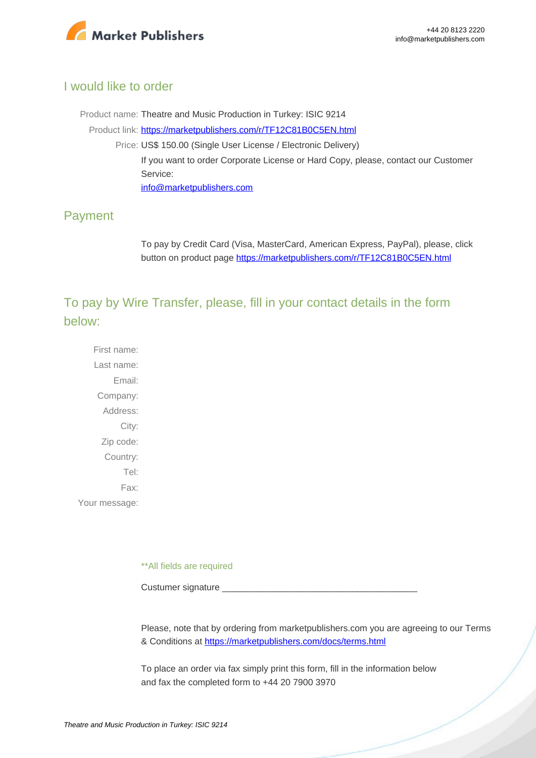## I would like to order

Product name: Theatre and Music Production in Turkey: ISIC 9214

Product link: [https://marketpublishers.com/r/TF12C81B0C5EN.html](https://marketpublishers.com/r/TF12C81B0C5EN.html)

Price: US$ 150.00 (Single User License / Electronic Delivery)

If you want to order Corporate License or Hard Copy, please, contact our Customer Service:

[info@marketpublishers.com](mailto:info@marketpublishers.com)

## Payment

To pay by Credit Card (Visa, MasterCard, American Express, PayPal), please, click button on product page [https://marketpublishers.com/r/TF12C81B0C5EN.html](https://marketpublishers.com/r/TF12C81B0C5EN.html)

## To pay by Wire Transfer, please, fill in your contact details in the form below:

First name:

Last name:

Email:

Company:

Address:

City:

Zip code:

Country:

Tel:

Fax:

Your message:

**All fields are required

Custumer signature _______________________________________

Please, note that by ordering from marketpublishers.com you are agreeing to our Terms & Conditions at [https://marketpublishers.com/docs/terms.html](https://marketpublishers.com/docs/terms.html)

To place an order via fax simply print this form, fill in the information below and fax the completed form to +44 20 7900 3970